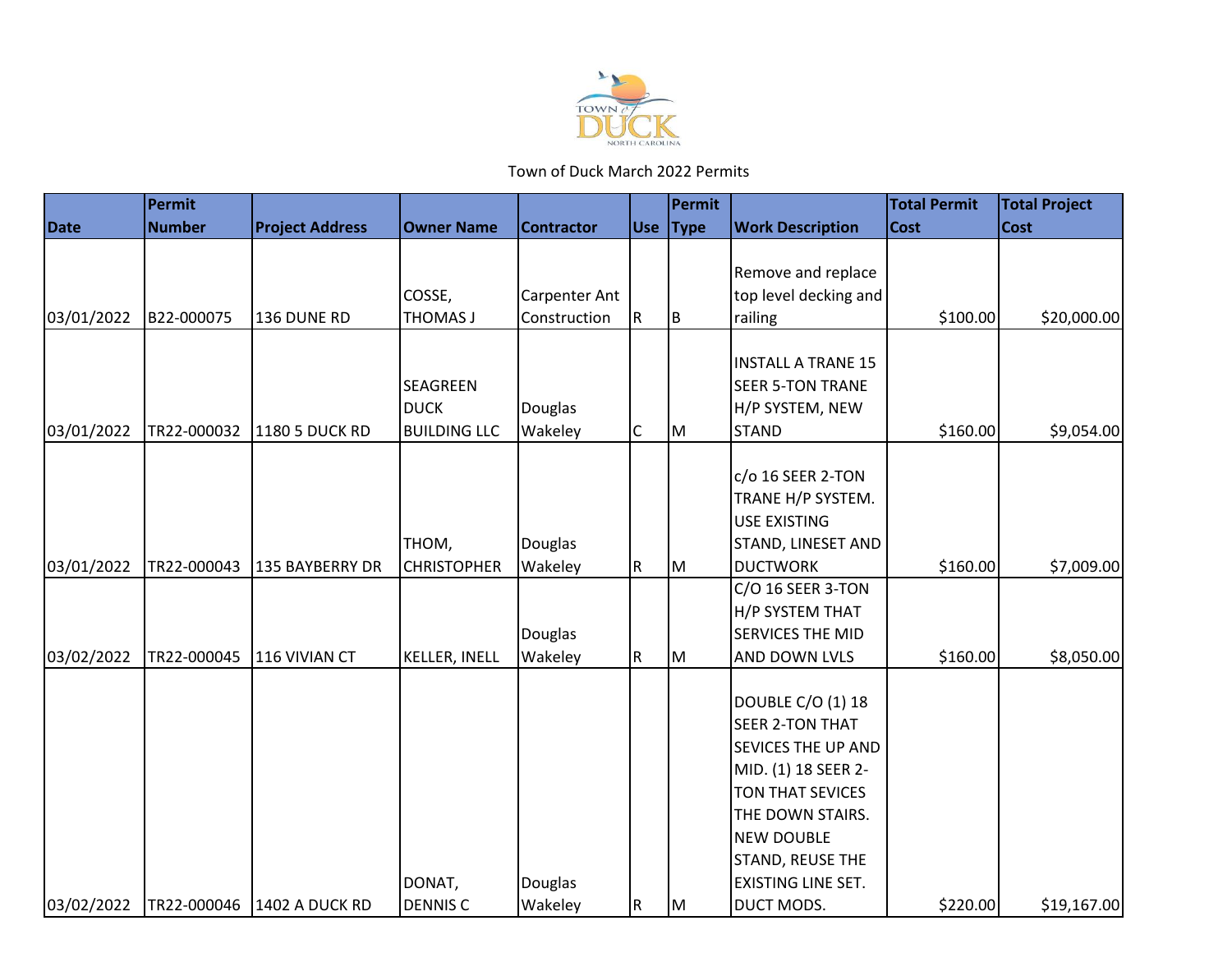Town of Duck March 2022 Permits

| Date | Permit Number | Project Address | Owner Name | Contractor | Use | Permit Type | Work Description | Total Permit Cost | Total Project Cost |
|---|---|---|---|---|---|---|---|---|---|
| 03/01/2022 | B22-000075 | 136 DUNE RD | COSSE, THOMAS J | Carpenter Ant Construction | R | B | Remove and replace top level decking and railing | $100.00 | $20,000.00 |
| 03/01/2022 | TR22-000032 | 1180 5 DUCK RD | SEAGREEN DUCK BUILDING LLC | Douglas Wakeley | C | M | INSTALL A TRANE 15 SEER 5-TON TRANE H/P SYSTEM, NEW STAND | $160.00 | $9,054.00 |
| 03/01/2022 | TR22-000043 | 135 BAYBERRY DR | THOM, CHRISTOPHER | Douglas Wakeley | R | M | c/o 16 SEER 2-TON TRANE H/P SYSTEM. USE EXISTING STAND, LINESET AND DUCTWORK | $160.00 | $7,009.00 |
| 03/02/2022 | TR22-000045 | 116 VIVIAN CT | KELLER, INELL | Douglas Wakeley | R | M | C/O 16 SEER 3-TON H/P SYSTEM THAT SERVICES THE MID AND DOWN LVLS | $160.00 | $8,050.00 |
| 03/02/2022 | TR22-000046 | 1402 A DUCK RD | DONAT, DENNIS C | Douglas Wakeley | R | M | DOUBLE C/O (1) 18 SEER 2-TON THAT SEVICES THE UP AND MID. (1) 18 SEER 2-TON THAT SEVICES THE DOWN STAIRS. NEW DOUBLE STAND, REUSE THE EXISTING LINE SET. DUCT MODS. | $220.00 | $19,167.00 |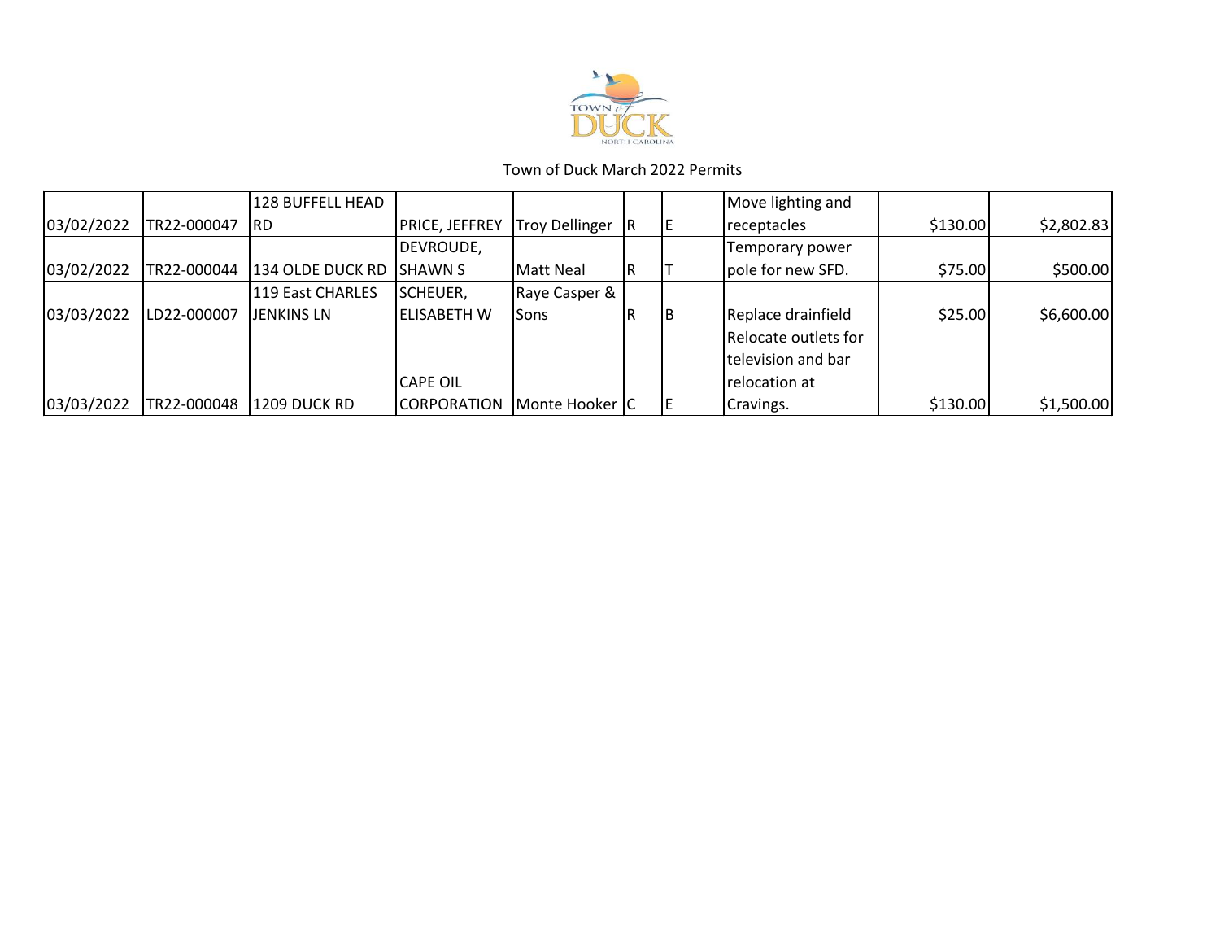Town of Duck March 2022 Permits

| | | | | | | | | | |
|---|---|---|---|---|---|---|---|---|---|
| 03/02/2022 | TR22-000047 | 128 BUFFELL HEAD RD | PRICE, JEFFREY | Troy Dellinger | R | E | Move lighting and receptacles | $130.00 | $2,802.83 |
| 03/02/2022 | TR22-000044 | 134 OLDE DUCK RD | DEVROUDE, SHAWN S | Matt Neal | R | T | Temporary power pole for new SFD. | $75.00 | $500.00 |
| 03/03/2022 | LD22-000007 | 119 East CHARLES JENKINS LN | SCHEUER, ELISABETH W | Raye Casper & Sons | R | B | Replace drainfield | $25.00 | $6,600.00 |
| 03/03/2022 | TR22-000048 | 1209 DUCK RD | CAPE OIL CORPORATION | Monte Hooker | C | E | Relocate outlets for television and bar relocation at Cravings. | $130.00 | $1,500.00 |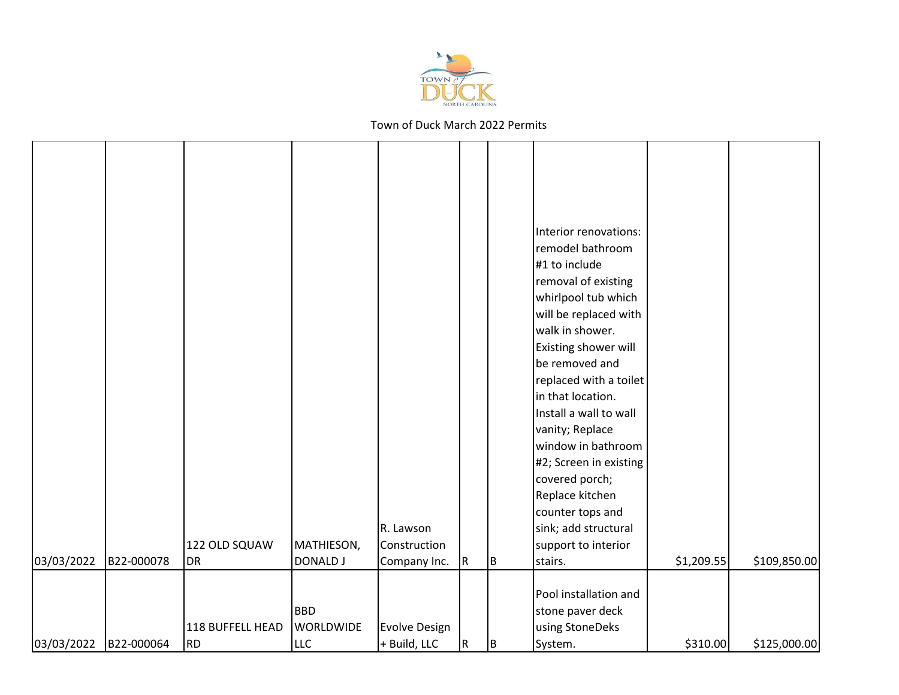Town of Duck March 2022 Permits

| | | | | | | | | | |
|---|---|---|---|---|---|---|---|---|---|
| 03/03/2022 | B22-000078 | 122 OLD SQUAW DR | MATHIESON, DONALD J | R. Lawson Construction Company Inc. | R | B | Interior renovations: remodel bathroom #1 to include removal of existing whirlpool tub which will be replaced with walk in shower. Existing shower will be removed and replaced with a toilet in that location. Install a wall to wall vanity; Replace window in bathroom #2; Screen in existing covered porch; Replace kitchen counter tops and sink; add structural support to interior stairs. | $1,209.55 | $109,850.00 |
| 03/03/2022 | B22-000064 | 118 BUFFELL HEAD RD | BBD WORLDWIDE LLC | Evolve Design + Build, LLC | R | B | Pool installation and stone paver deck using StoneDeks System. | $310.00 | $125,000.00 |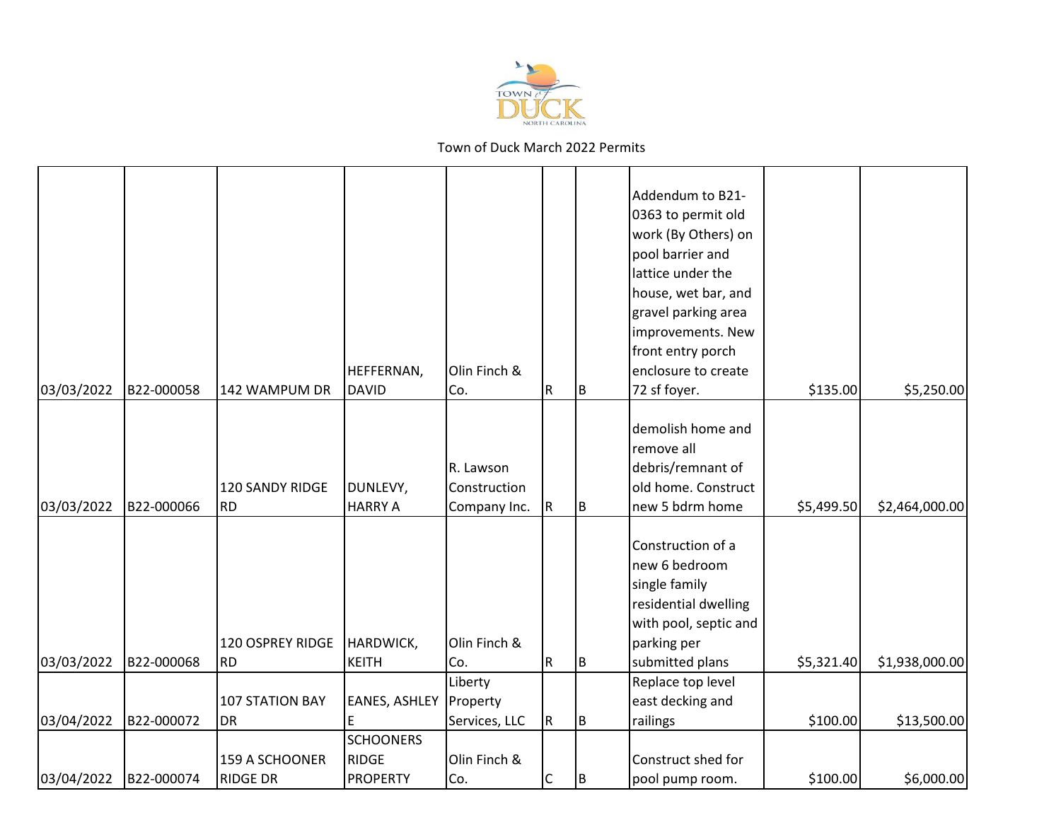Town of Duck March 2022 Permits

| | | | | | | | | | |
|---|---|---|---|---|---|---|---|---|---|
| 03/03/2022 | B22-000058 | 142 WAMPUM DR | HEFFERNAN, DAVID | Olin Finch & Co. | R | B | Addendum to B21-0363 to permit old work (By Others) on pool barrier and lattice under the house, wet bar, and gravel parking area improvements. New front entry porch enclosure to create 72 sf foyer. | $135.00 | $5,250.00 |
| 03/03/2022 | B22-000066 | 120 SANDY RIDGE RD | DUNLEVY, HARRY A | R. Lawson Construction Company Inc. | R | B | demolish home and remove all debris/remnant of old home. Construct new 5 bdrm home | $5,499.50 | $2,464,000.00 |
| 03/03/2022 | B22-000068 | 120 OSPREY RIDGE RD | HARDWICK, KEITH | Olin Finch & Co. | R | B | Construction of a new 6 bedroom single family residential dwelling with pool, septic and parking per submitted plans | $5,321.40 | $1,938,000.00 |
| 03/04/2022 | B22-000072 | 107 STATION BAY DR | EANES, ASHLEY E | Liberty Property Services, LLC | R | B | Replace top level east decking and railings | $100.00 | $13,500.00 |
| 03/04/2022 | B22-000074 | 159 A SCHOONER RIDGE DR | SCHOONERS RIDGE PROPERTY | Olin Finch & Co. | C | B | Construct shed for pool pump room. | $100.00 | $6,000.00 |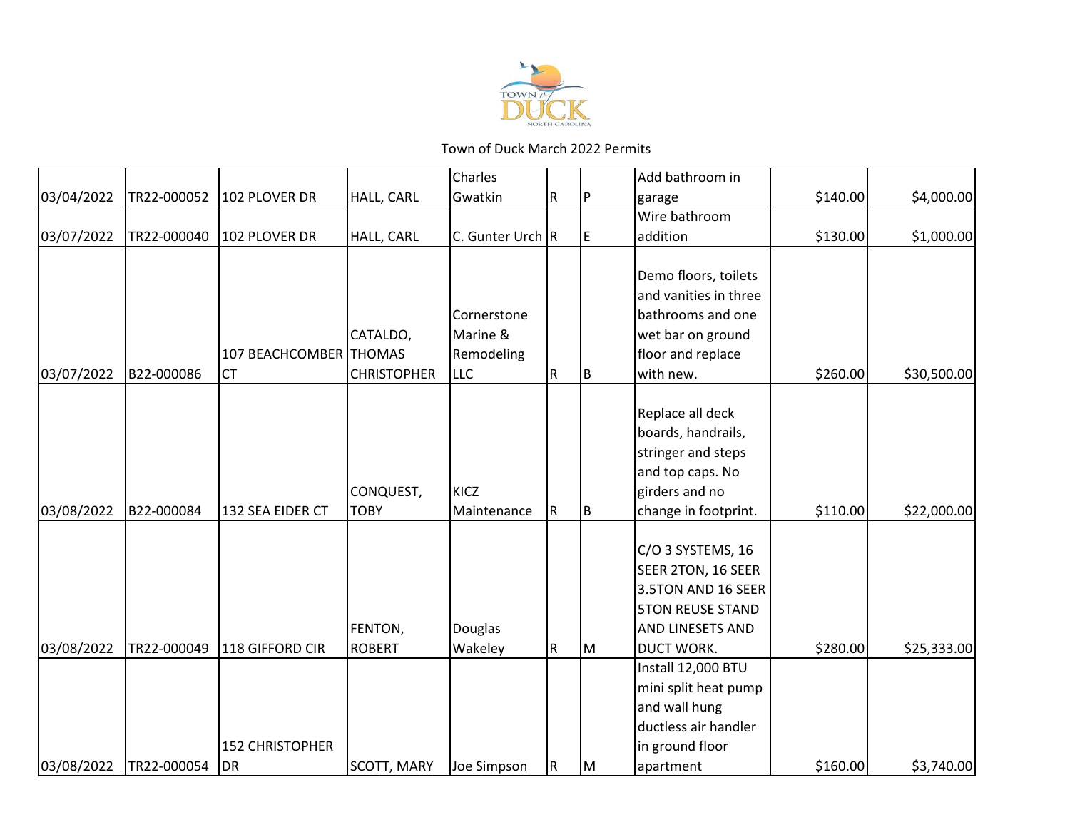Town of Duck March 2022 Permits

| | | | | | | | | | |
|---|---|---|---|---|---|---|---|---|---|
| 03/04/2022 | TR22-000052 | 102 PLOVER DR | HALL, CARL | Charles Gwatkin | R | P | Add bathroom in garage | $140.00 | $4,000.00 |
| 03/07/2022 | TR22-000040 | 102 PLOVER DR | HALL, CARL | C. Gunter Urch | R | E | Wire bathroom addition | $130.00 | $1,000.00 |
| 03/07/2022 | B22-000086 | 107 BEACHCOMBER CT | CATALDO, THOMAS CHRISTOPHER | Cornerstone Marine & Remodeling LLC | R | B | Demo floors, toilets and vanities in three bathrooms and one wet bar on ground floor and replace with new. | $260.00 | $30,500.00 |
| 03/08/2022 | B22-000084 | 132 SEA EIDER CT | CONQUEST, TOBY | KICZ Maintenance | R | B | Replace all deck boards, handrails, stringer and steps and top caps. No girders and no change in footprint. | $110.00 | $22,000.00 |
| 03/08/2022 | TR22-000049 | 118 GIFFORD CIR | FENTON, ROBERT | Douglas Wakeley | R | M | C/O 3 SYSTEMS, 16 SEER 2TON, 16 SEER 3.5TON AND 16 SEER 5TON REUSE STAND AND LINESETS AND DUCT WORK. | $280.00 | $25,333.00 |
| 03/08/2022 | TR22-000054 | 152 CHRISTOPHER DR | SCOTT, MARY | Joe Simpson | R | M | Install 12,000 BTU mini split heat pump and wall hung ductless air handler in ground floor apartment | $160.00 | $3,740.00 |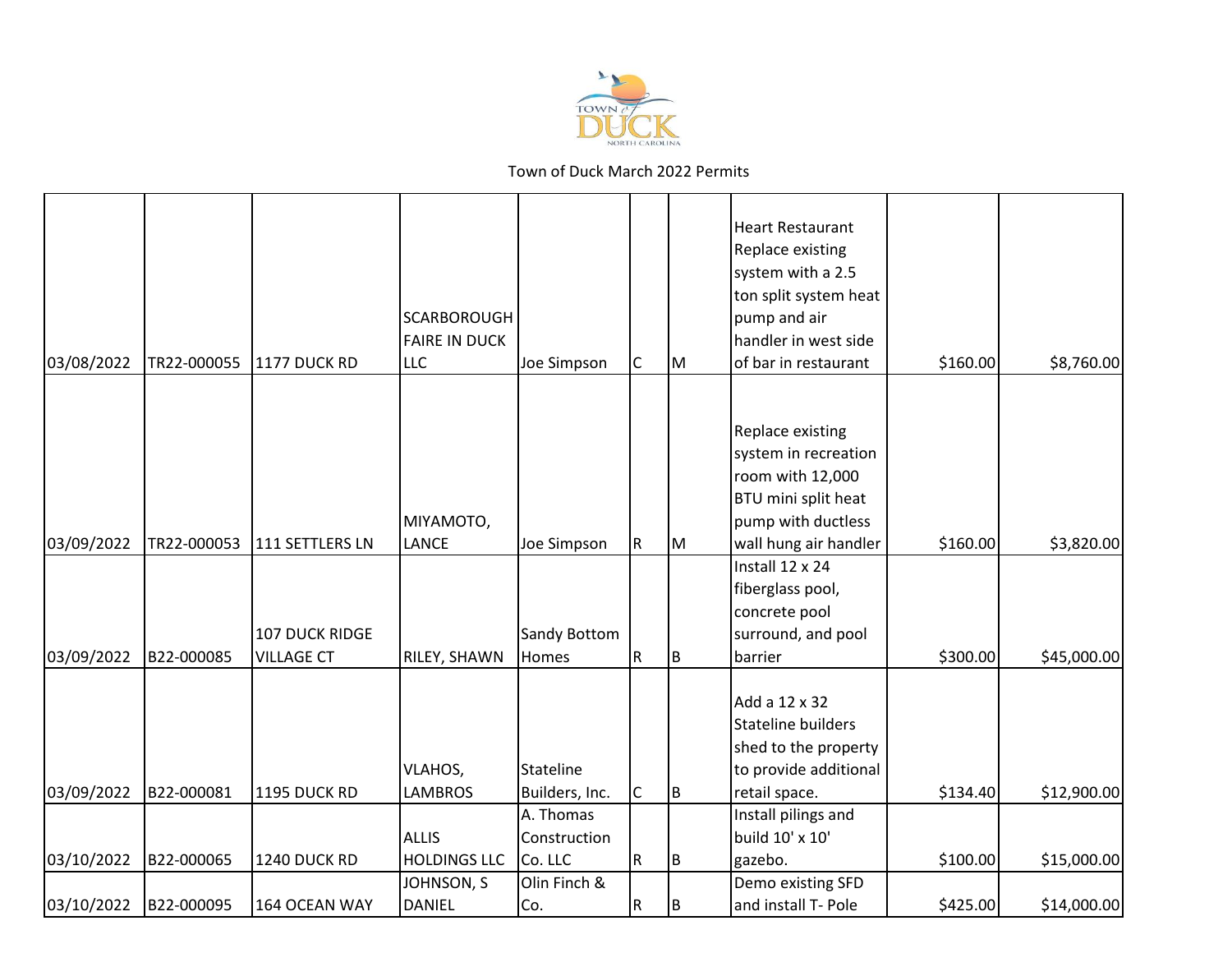Town of Duck March 2022 Permits

| | | | | | | | | | |
|---|---|---|---|---|---|---|---|---|---|
| 03/08/2022 | TR22-000055 | 1177 DUCK RD | SCARBOROUGH FAIRE IN DUCK LLC | Joe Simpson | C | M | Heart Restaurant Replace existing system with a 2.5 ton split system heat pump and air handler in west side of bar in restaurant | $160.00 | $8,760.00 |
| 03/09/2022 | TR22-000053 | 111 SETTLERS LN | MIYAMOTO, LANCE | Joe Simpson | R | M | Replace existing system in recreation room with 12,000 BTU mini split heat pump with ductless wall hung air handler | $160.00 | $3,820.00 |
| 03/09/2022 | B22-000085 | 107 DUCK RIDGE VILLAGE CT | RILEY, SHAWN | Sandy Bottom Homes | R | B | Install 12 x 24 fiberglass pool, concrete pool surround, and pool barrier | $300.00 | $45,000.00 |
| 03/09/2022 | B22-000081 | 1195 DUCK RD | VLAHOS, LAMBROS | Stateline Builders, Inc. | C | B | Add a 12 x 32 Stateline builders shed to the property to provide additional retail space. | $134.40 | $12,900.00 |
| 03/10/2022 | B22-000065 | 1240 DUCK RD | ALLIS HOLDINGS LLC | A. Thomas Construction Co. LLC | R | B | Install pilings and build 10' x 10' gazebo. | $100.00 | $15,000.00 |
| 03/10/2022 | B22-000095 | 164 OCEAN WAY | JOHNSON, S DANIEL | Olin Finch & Co. | R | B | Demo existing SFD and install T- Pole | $425.00 | $14,000.00 |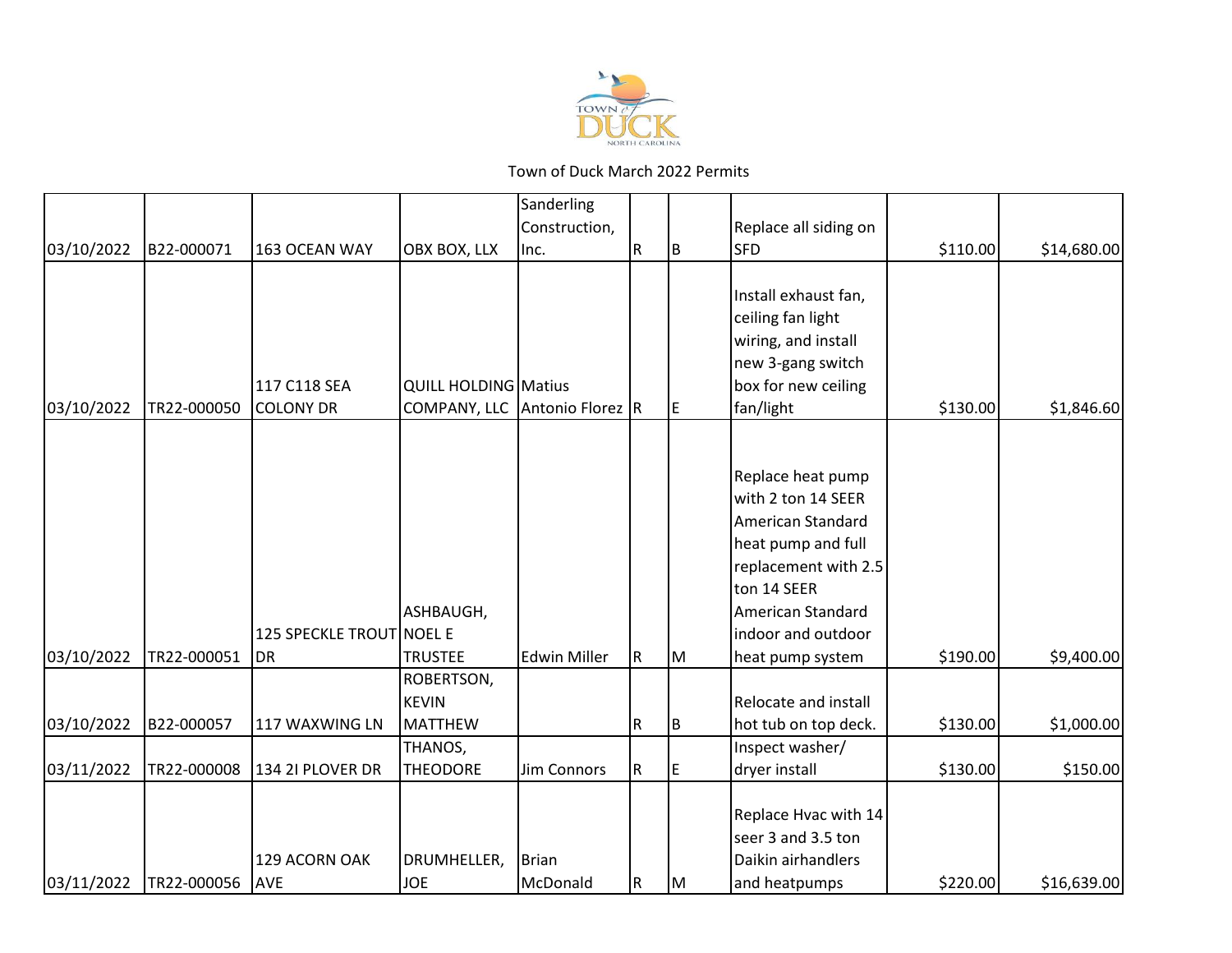Town of Duck March 2022 Permits

| | | | | | | | | | |
|---|---|---|---|---|---|---|---|---|---|
| 03/10/2022 | B22-000071 | 163 OCEAN WAY | OBX BOX, LLX | Sanderling Construction, Inc. | R | B | Replace all siding on SFD | $110.00 | $14,680.00 |
| 03/10/2022 | TR22-000050 | 117 C118 SEA COLONY DR | QUILL HOLDING COMPANY, LLC | Matius Antonio Florez | R | E | Install exhaust fan, ceiling fan light wiring, and install new 3-gang switch box for new ceiling fan/light | $130.00 | $1,846.60 |
| 03/10/2022 | TR22-000051 | 125 SPECKLE TROUT DR | ASHBAUGH, NOEL E TRUSTEE | Edwin Miller | R | M | Replace heat pump with 2 ton 14 SEER American Standard heat pump and full replacement with 2.5 ton 14 SEER American Standard indoor and outdoor heat pump system | $190.00 | $9,400.00 |
| 03/10/2022 | B22-000057 | 117 WAXWING LN | ROBERTSON, KEVIN MATTHEW | | R | B | Relocate and install hot tub on top deck. | $130.00 | $1,000.00 |
| 03/11/2022 | TR22-000008 | 134 2I PLOVER DR | THANOS, THEODORE | Jim Connors | R | E | Inspect washer/ dryer install | $130.00 | $150.00 |
| 03/11/2022 | TR22-000056 | 129 ACORN OAK AVE | DRUMHELLER, JOE | Brian McDonald | R | M | Replace Hvac with 14 seer 3 and 3.5 ton Daikin airhandlers and heatpumps | $220.00 | $16,639.00 |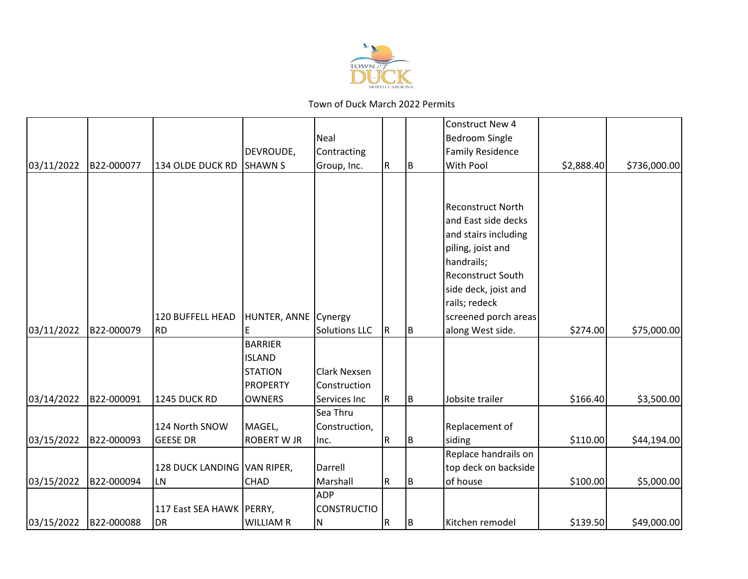Town of Duck March 2022 Permits

| | | | | | | | | | |
|---|---|---|---|---|---|---|---|---|---|
| 03/11/2022 | B22-000077 | 134 OLDE DUCK RD | DEVROUDE, SHAWN S | Neal Contracting Group, Inc. | R | B | Construct New 4 Bedroom Single Family Residence With Pool | $2,888.40 | $736,000.00 |
| 03/11/2022 | B22-000079 | 120 BUFFELL HEAD RD | HUNTER, ANNE E | Cynergy Solutions LLC | R | B | Reconstruct North and East side decks and stairs including piling, joist and handrails; Reconstruct South side deck, joist and rails; redeck screened porch areas along West side. | $274.00 | $75,000.00 |
| 03/14/2022 | B22-000091 | 1245 DUCK RD | BARRIER ISLAND STATION PROPERTY OWNERS | Clark Nexsen Construction Services Inc | R | B | Jobsite trailer | $166.40 | $3,500.00 |
| 03/15/2022 | B22-000093 | 124 North SNOW GEESE DR | MAGEL, ROBERT W JR | Sea Thru Construction, Inc. | R | B | Replacement of siding | $110.00 | $44,194.00 |
| 03/15/2022 | B22-000094 | 128 DUCK LANDING LN | VAN RIPER, CHAD | Darrell Marshall | R | B | Replace handrails on top deck on backside of house | $100.00 | $5,000.00 |
| 03/15/2022 | B22-000088 | 117 East SEA HAWK DR | PERRY, WILLIAM R | ADP CONSTRUCTION | R | B | Kitchen remodel | $139.50 | $49,000.00 |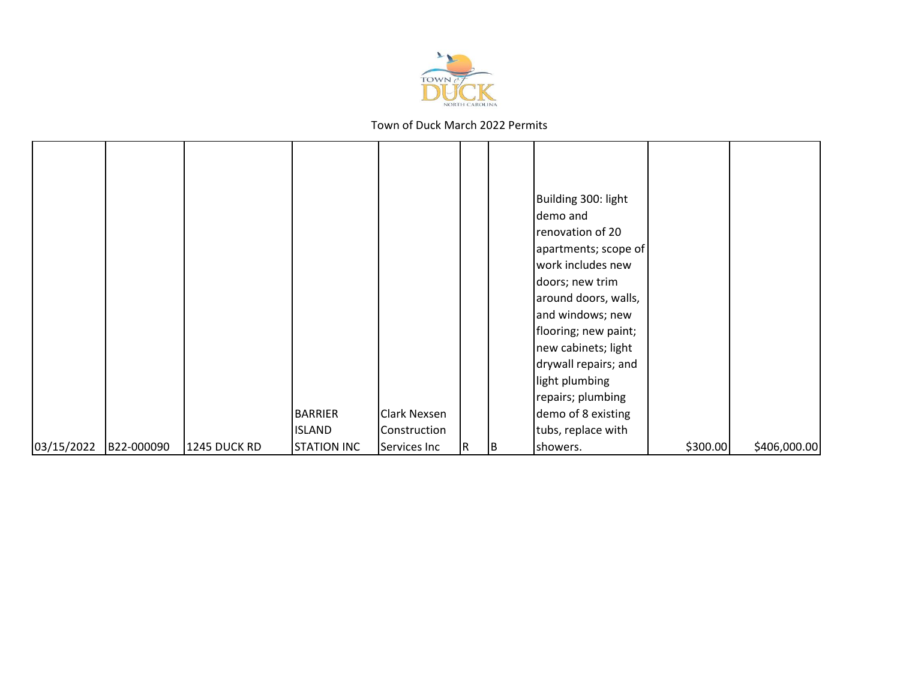Town of Duck March 2022 Permits

| | | | | | | | | | |
|---|---|---|---|---|---|---|---|---|---|
| 03/15/2022 | B22-000090 | 1245 DUCK RD | BARRIER ISLAND STATION INC | Clark Nexsen Construction Services Inc | R | B | Building 300: light demo and renovation of 20 apartments; scope of work includes new doors; new trim around doors, walls, and windows; new flooring; new paint; new cabinets; light drywall repairs; and light plumbing repairs; plumbing demo of 8 existing tubs, replace with showers. | $300.00 | $406,000.00 |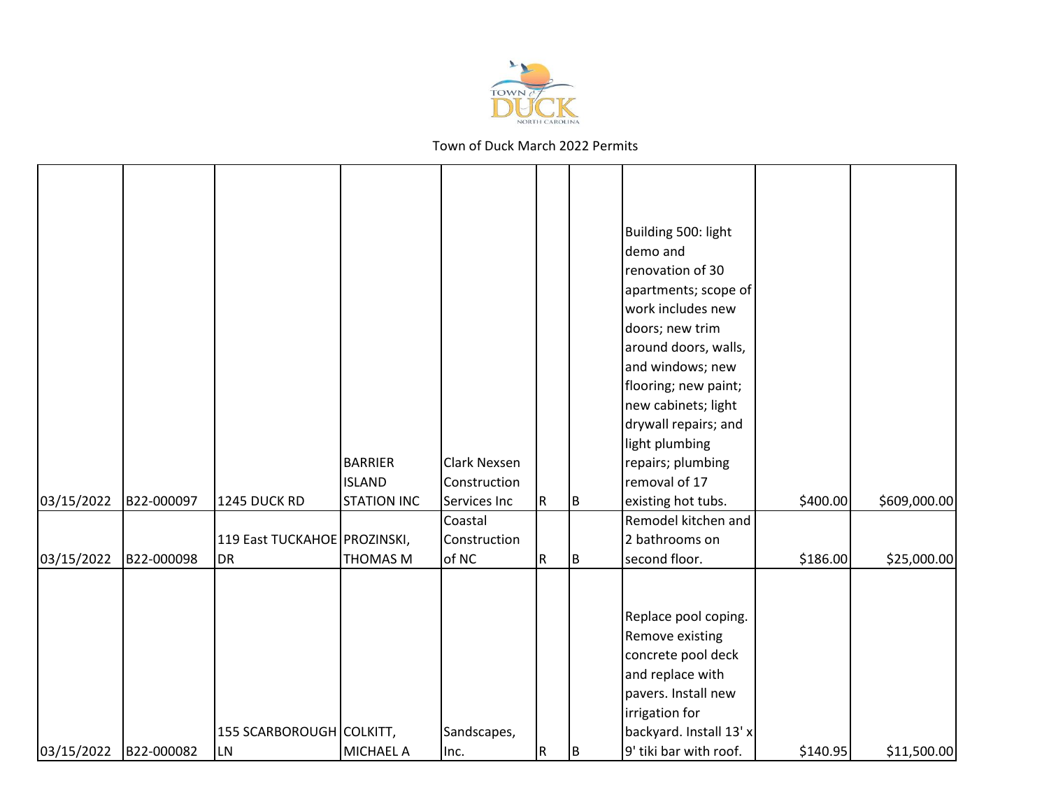Town of Duck March 2022 Permits

| | | | | | | | | | |
|---|---|---|---|---|---|---|---|---|---|
| 03/15/2022 | B22-000097 | 1245 DUCK RD | BARRIER ISLAND STATION INC | Clark Nexsen Construction Services Inc | R | B | Building 500: light demo and renovation of 30 apartments; scope of work includes new doors; new trim around doors, walls, and windows; new flooring; new paint; new cabinets; light drywall repairs; and light plumbing repairs; plumbing removal of 17 existing hot tubs. | $400.00 | $609,000.00 |
| 03/15/2022 | B22-000098 | 119 East TUCKAHOE DR | PROZINSKI, THOMAS M | Coastal Construction of NC | R | B | Remodel kitchen and 2 bathrooms on second floor. | $186.00 | $25,000.00 |
| 03/15/2022 | B22-000082 | 155 SCARBOROUGH LN | COLKITT, MICHAEL A | Sandscapes, Inc. | R | B | Replace pool coping. Remove existing concrete pool deck and replace with pavers. Install new irrigation for backyard. Install 13' x 9' tiki bar with roof. | $140.95 | $11,500.00 |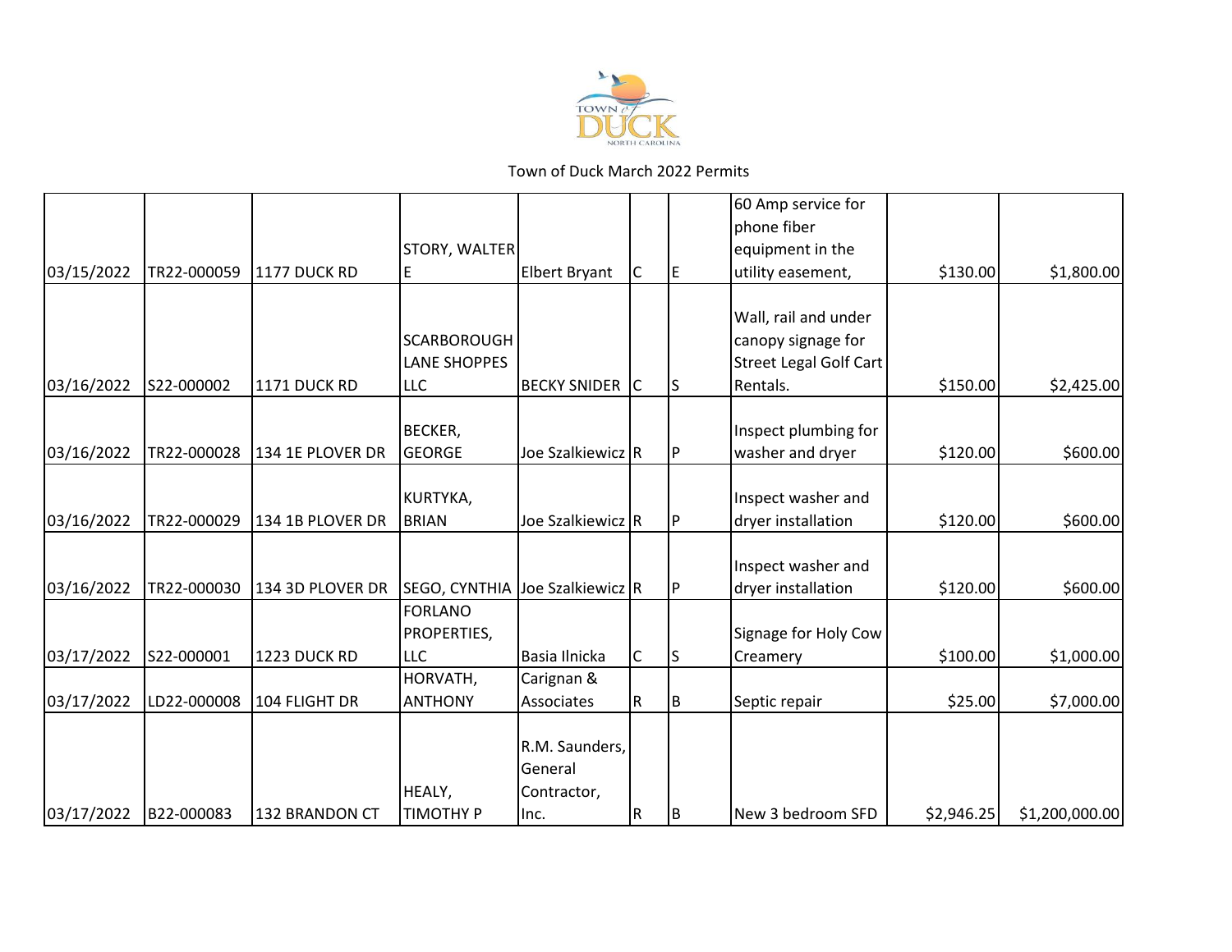Town of Duck March 2022 Permits

| | | | | | | | | | |
|---|---|---|---|---|---|---|---|---|---|
| 03/15/2022 | TR22-000059 | 1177 DUCK RD | STORY, WALTER E | Elbert Bryant | C | E | 60 Amp service for phone fiber equipment in the utility easement, | $130.00 | $1,800.00 |
| 03/16/2022 | S22-000002 | 1171 DUCK RD | SCARBOROUGH LANE SHOPPES LLC | BECKY SNIDER | C | S | Wall, rail and under canopy signage for Street Legal Golf Cart Rentals. | $150.00 | $2,425.00 |
| 03/16/2022 | TR22-000028 | 134 1E PLOVER DR | BECKER, GEORGE | Joe Szalkiewicz | R | P | Inspect plumbing for washer and dryer | $120.00 | $600.00 |
| 03/16/2022 | TR22-000029 | 134 1B PLOVER DR | KURTYKA, BRIAN | Joe Szalkiewicz | R | P | Inspect washer and dryer installation | $120.00 | $600.00 |
| 03/16/2022 | TR22-000030 | 134 3D PLOVER DR | SEGO, CYNTHIA | Joe Szalkiewicz | R | P | Inspect washer and dryer installation | $120.00 | $600.00 |
| 03/17/2022 | S22-000001 | 1223 DUCK RD | FORLANO PROPERTIES, LLC | Basia Ilnicka | C | S | Signage for Holy Cow Creamery | $100.00 | $1,000.00 |
| 03/17/2022 | LD22-000008 | 104 FLIGHT DR | HORVATH, ANTHONY | Carignan & Associates | R | B | Septic repair | $25.00 | $7,000.00 |
| 03/17/2022 | B22-000083 | 132 BRANDON CT | HEALY, TIMOTHY P | R.M. Saunders, General Contractor, Inc. | R | B | New 3 bedroom SFD | $2,946.25 | $1,200,000.00 |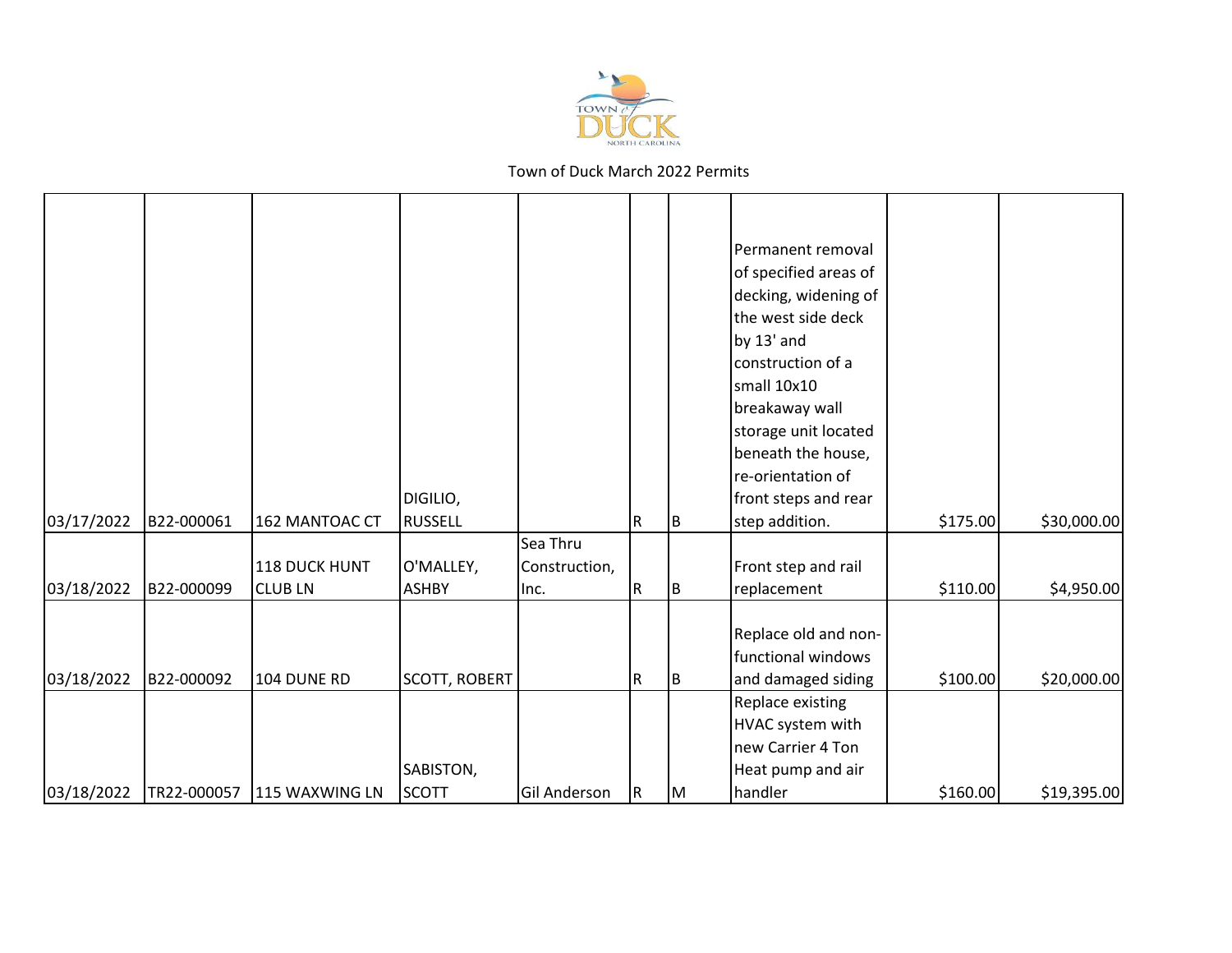Town of Duck March 2022 Permits

| | | | | | | | | | |
|---|---|---|---|---|---|---|---|---|---|
| 03/17/2022 | B22-000061 | 162 MANTOAC CT | DIGILIO, RUSSELL | | R | B | Permanent removal of specified areas of decking, widening of the west side deck by 13' and construction of a small 10x10 breakaway wall storage unit located beneath the house, re-orientation of front steps and rear step addition. | $175.00 | $30,000.00 |
| 03/18/2022 | B22-000099 | 118 DUCK HUNT CLUB LN | O'MALLEY, ASHBY | Sea Thru Construction, Inc. | R | B | Front step and rail replacement | $110.00 | $4,950.00 |
| 03/18/2022 | B22-000092 | 104 DUNE RD | SCOTT, ROBERT | | R | B | Replace old and non-functional windows and damaged siding | $100.00 | $20,000.00 |
| 03/18/2022 | TR22-000057 | 115 WAXWING LN | SABISTON, SCOTT | Gil Anderson | R | M | Replace existing HVAC system with new Carrier 4 Ton Heat pump and air handler | $160.00 | $19,395.00 |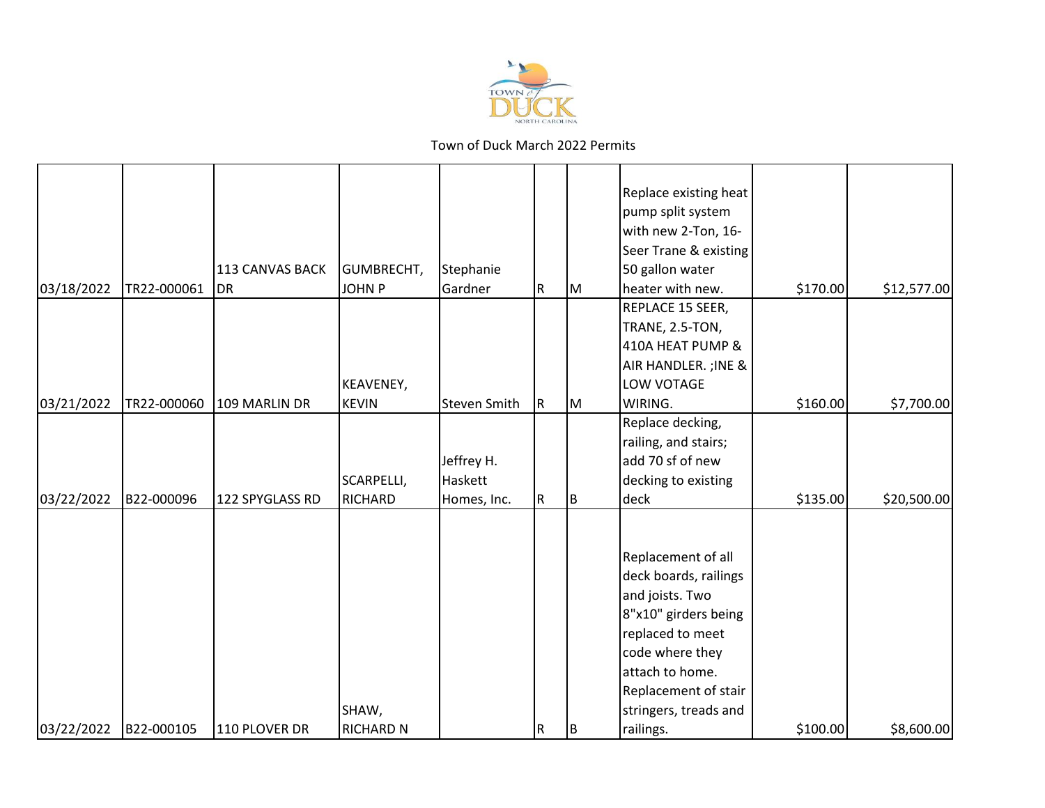Town of Duck March 2022 Permits

| | | | | | | | | | |
|---|---|---|---|---|---|---|---|---|---|
| 03/18/2022 | TR22-000061 | 113 CANVAS BACK DR | GUMBRECHT, JOHN P | Stephanie Gardner | R | M | Replace existing heat pump split system with new 2-Ton, 16-Seer Trane & existing 50 gallon water heater with new. | $170.00 | $12,577.00 |
| 03/21/2022 | TR22-000060 | 109 MARLIN DR | KEAVENEY, KEVIN | Steven Smith | R | M | REPLACE 15 SEER, TRANE, 2.5-TON, 410A HEAT PUMP & AIR HANDLER. ;INE & LOW VOTAGE WIRING. | $160.00 | $7,700.00 |
| 03/22/2022 | B22-000096 | 122 SPYGLASS RD | SCARPELLI, RICHARD | Jeffrey H. Haskett Homes, Inc. | R | B | Replace decking, railing, and stairs; add 70 sf of new decking to existing deck | $135.00 | $20,500.00 |
| 03/22/2022 | B22-000105 | 110 PLOVER DR | SHAW, RICHARD N | | R | B | Replacement of all deck boards, railings and joists. Two 8"x10" girders being replaced to meet code where they attach to home. Replacement of stair stringers, treads and railings. | $100.00 | $8,600.00 |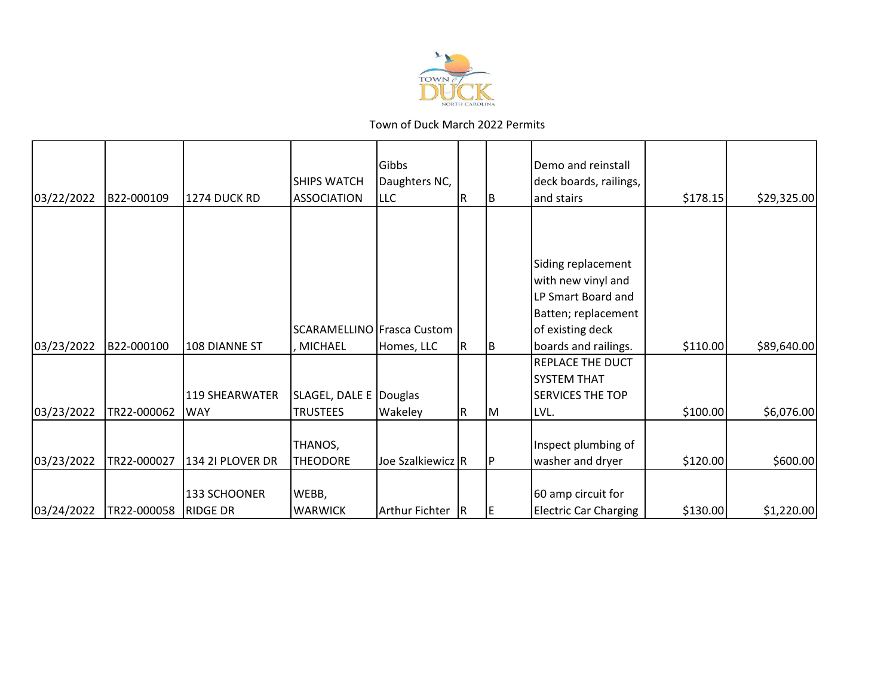Town of Duck March 2022 Permits

| | | | | | | | | | |
|---|---|---|---|---|---|---|---|---|---|
| 03/22/2022 | B22-000109 | 1274 DUCK RD | SHIPS WATCH ASSOCIATION | Gibbs Daughters NC, LLC | R | B | Demo and reinstall deck boards, railings, and stairs | $178.15 | $29,325.00 |
| 03/23/2022 | B22-000100 | 108 DIANNE ST | SCARAMELLINO, MICHAEL | Frasca Custom Homes, LLC | R | B | Siding replacement with new vinyl and LP Smart Board and Batten; replacement of existing deck boards and railings. | $110.00 | $89,640.00 |
| 03/23/2022 | TR22-000062 | 119 SHEARWATER WAY | SLAGEL, DALE E TRUSTEES | Douglas Wakeley | R | M | REPLACE THE DUCT SYSTEM THAT SERVICES THE TOP LVL. | $100.00 | $6,076.00 |
| 03/23/2022 | TR22-000027 | 134 2I PLOVER DR | THANOS, THEODORE | Joe Szalkiewicz | R | P | Inspect plumbing of washer and dryer | $120.00 | $600.00 |
| 03/24/2022 | TR22-000058 | 133 SCHOONER RIDGE DR | WEBB, WARWICK | Arthur Fichter | R | E | 60 amp circuit for Electric Car Charging | $130.00 | $1,220.00 |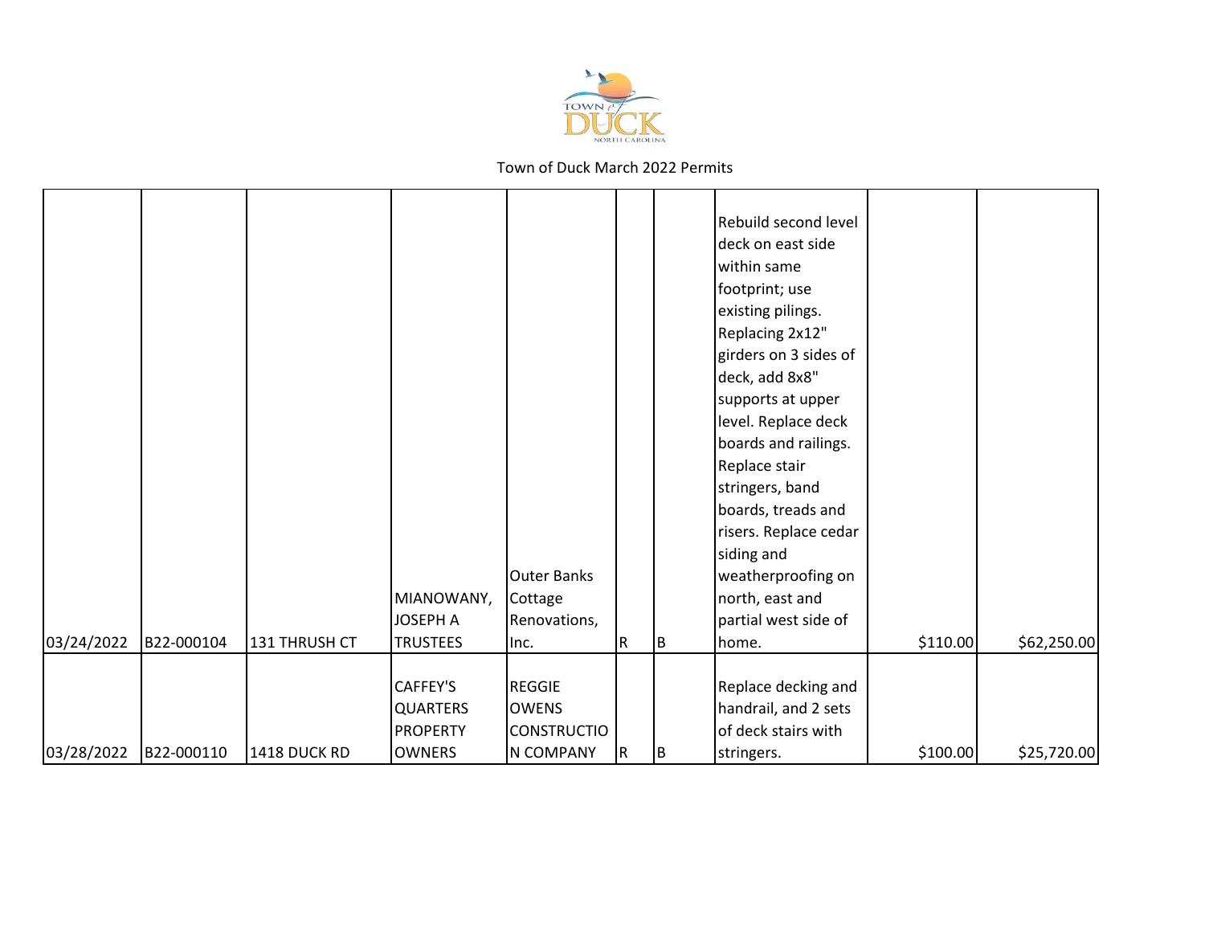Town of Duck March 2022 Permits

| | | | | | | | | | |
|---|---|---|---|---|---|---|---|---|---|
| 03/24/2022 | B22-000104 | 131 THRUSH CT | MIANOWANY, JOSEPH A TRUSTEES | Outer Banks Cottage Renovations, Inc. | R | B | Rebuild second level deck on east side within same footprint; use existing pilings. Replacing 2x12" girders on 3 sides of deck, add 8x8" supports at upper level. Replace deck boards and railings. Replace stair stringers, band boards, treads and risers. Replace cedar siding and weatherproofing on north, east and partial west side of home. | $110.00 | $62,250.00 |
| 03/28/2022 | B22-000110 | 1418 DUCK RD | CAFFEY'S QUARTERS PROPERTY OWNERS | REGGIE OWENS CONSTRUCTION COMPANY | R | B | Replace decking and handrail, and 2 sets of deck stairs with stringers. | $100.00 | $25,720.00 |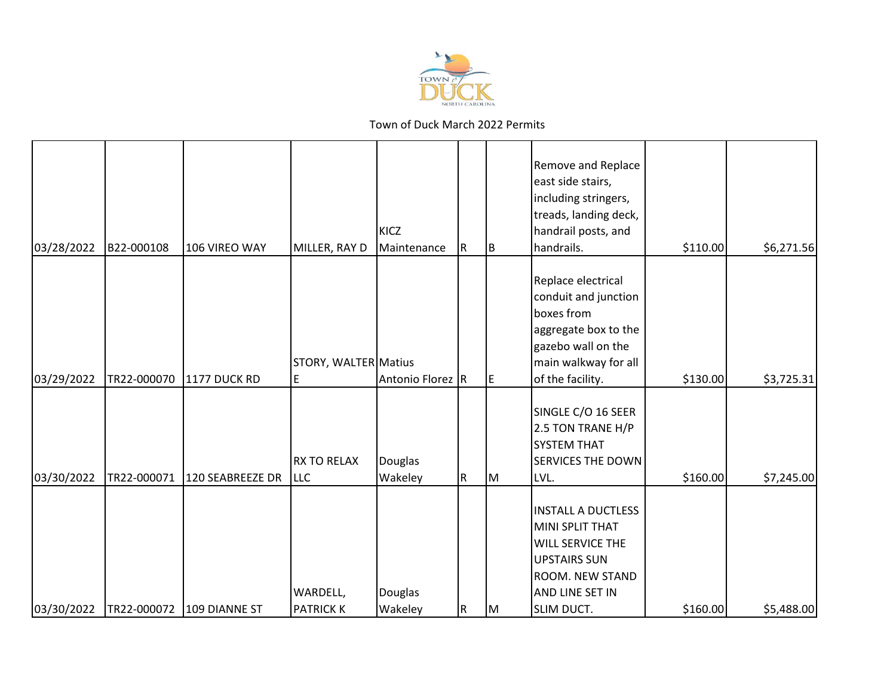Town of Duck March 2022 Permits

| | | | | | | | | | |
|---|---|---|---|---|---|---|---|---|---|
| 03/28/2022 | B22-000108 | 106 VIREO WAY | MILLER, RAY D | KICZ Maintenance | R | B | Remove and Replace east side stairs, including stringers, treads, landing deck, handrail posts, and handrails. | $110.00 | $6,271.56 |
| 03/29/2022 | TR22-000070 | 1177 DUCK RD | STORY, WALTER E | Matius Antonio Florez | R | E | Replace electrical conduit and junction boxes from aggregate box to the gazebo wall on the main walkway for all of the facility. | $130.00 | $3,725.31 |
| 03/30/2022 | TR22-000071 | 120 SEABREEZE DR | RX TO RELAX LLC | Douglas Wakeley | R | M | SINGLE C/O 16 SEER 2.5 TON TRANE H/P SYSTEM THAT SERVICES THE DOWN LVL. | $160.00 | $7,245.00 |
| 03/30/2022 | TR22-000072 | 109 DIANNE ST | WARDELL, PATRICK K | Douglas Wakeley | R | M | INSTALL A DUCTLESS MINI SPLIT THAT WILL SERVICE THE UPSTAIRS SUN ROOM. NEW STAND AND LINE SET IN SLIM DUCT. | $160.00 | $5,488.00 |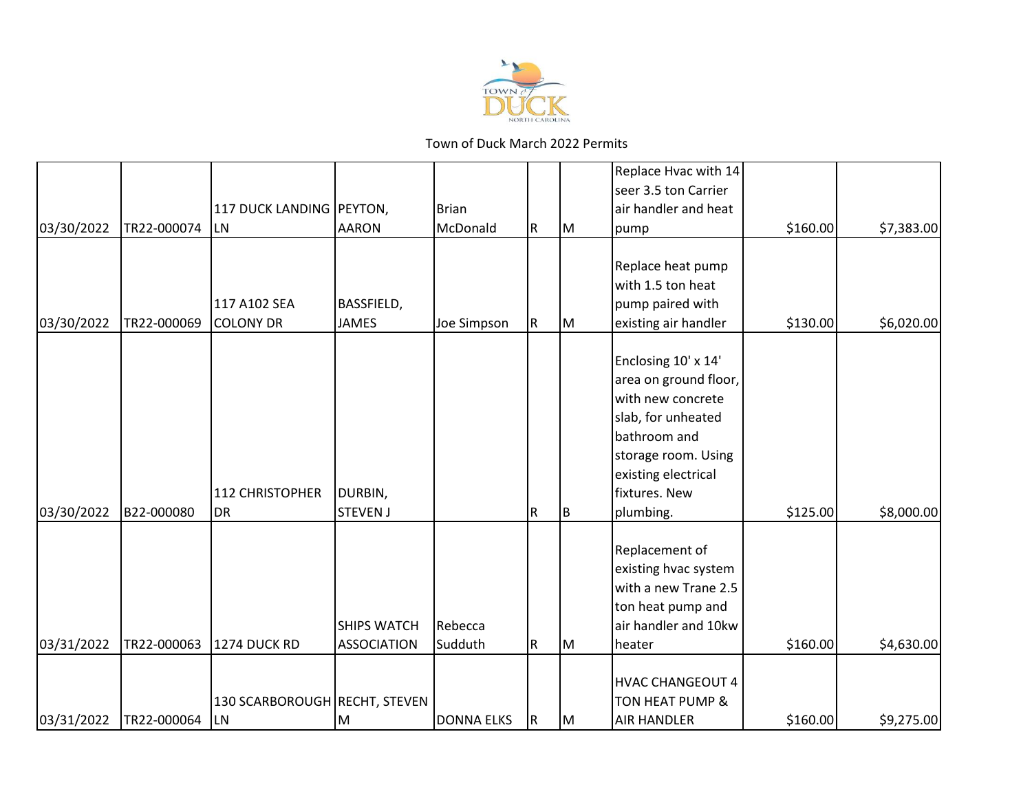Town of Duck March 2022 Permits

| | | | | | | | | | |
|---|---|---|---|---|---|---|---|---|---|
| 03/30/2022 | TR22-000074 | 117 DUCK LANDING LN | PEYTON, AARON | Brian McDonald | R | M | Replace Hvac with 14 seer 3.5 ton Carrier air handler and heat pump | $160.00 | $7,383.00 |
| 03/30/2022 | TR22-000069 | 117 A102 SEA COLONY DR | BASSFIELD, JAMES | Joe Simpson | R | M | Replace heat pump with 1.5 ton heat pump paired with existing air handler | $130.00 | $6,020.00 |
| 03/30/2022 | B22-000080 | 112 CHRISTOPHER DR | DURBIN, STEVEN J | | R | B | Enclosing 10' x 14' area on ground floor, with new concrete slab, for unheated bathroom and storage room. Using existing electrical fixtures. New plumbing. | $125.00 | $8,000.00 |
| 03/31/2022 | TR22-000063 | 1274 DUCK RD | SHIPS WATCH ASSOCIATION | Rebecca Sudduth | R | M | Replacement of existing hvac system with a new Trane 2.5 ton heat pump and air handler and 10kw heater | $160.00 | $4,630.00 |
| 03/31/2022 | TR22-000064 | 130 SCARBOROUGH LN | RECHT, STEVEN M | DONNA ELKS | R | M | HVAC CHANGEOUT 4 TON HEAT PUMP & AIR HANDLER | $160.00 | $9,275.00 |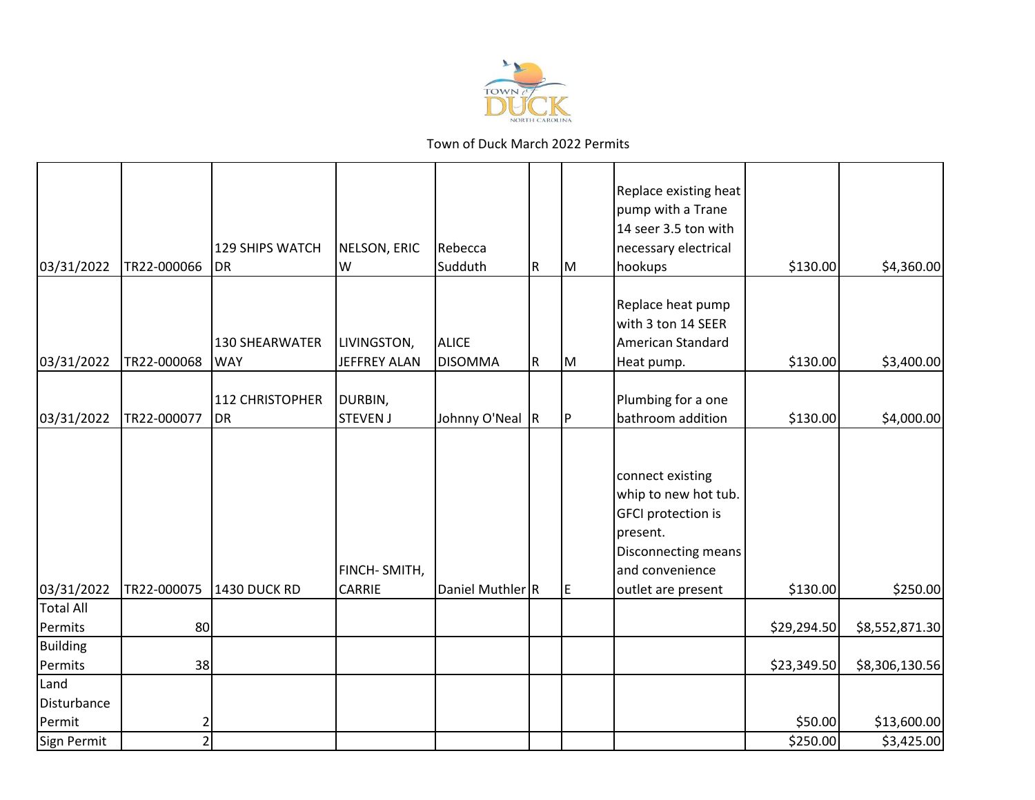Town of Duck March 2022 Permits

| | | | | | | | | | |
|---|---|---|---|---|---|---|---|---|---|
| 03/31/2022 | TR22-000066 | 129 SHIPS WATCH DR | NELSON, ERIC W | Rebecca Sudduth | R | M | Replace existing heat pump with a Trane 14 seer 3.5 ton with necessary electrical hookups | $130.00 | $4,360.00 |
| 03/31/2022 | TR22-000068 | 130 SHEARWATER WAY | LIVINGSTON, JEFFREY ALAN | ALICE DISOMMA | R | M | Replace heat pump with 3 ton 14 SEER American Standard Heat pump. | $130.00 | $3,400.00 |
| 03/31/2022 | TR22-000077 | 112 CHRISTOPHER DR | DURBIN, STEVEN J | Johnny O'Neal | R | P | Plumbing for a one bathroom addition | $130.00 | $4,000.00 |
| 03/31/2022 | TR22-000075 | 1430 DUCK RD | FINCH- SMITH, CARRIE | Daniel Muthler | R | E | connect existing whip to new hot tub. GFCI protection is present. Disconnecting means and convenience outlet are present | $130.00 | $250.00 |
| Total All Permits | 80 | | | | | | | $29,294.50 | $8,552,871.30 |
| Building Permits | 38 | | | | | | | $23,349.50 | $8,306,130.56 |
| Land Disturbance Permit | 2 | | | | | | | $50.00 | $13,600.00 |
| Sign Permit | 2 | | | | | | | $250.00 | $3,425.00 |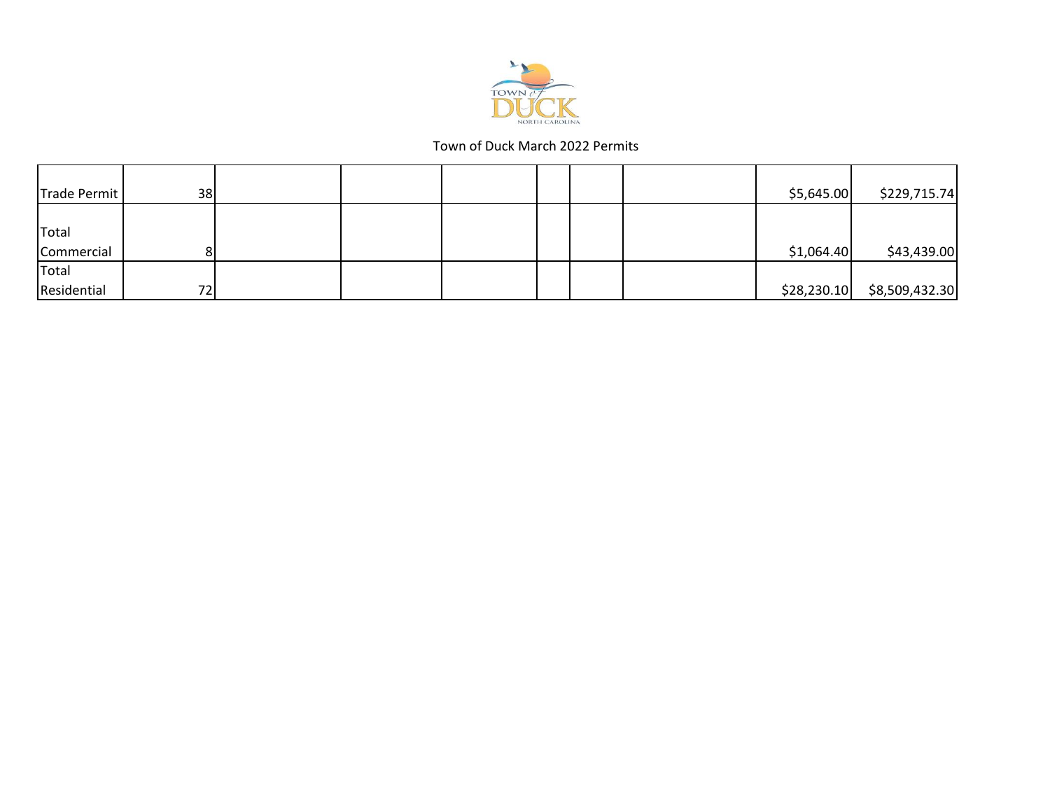Town of Duck March 2022 Permits

| | | | | | | | | | |
|---|---|---|---|---|---|---|---|---|---|
| Trade Permit | 38 | | | | | | | $5,645.00 | $229,715.74 |
| Total Commercial | 8 | | | | | | | $1,064.40 | $43,439.00 |
| Total Residential | 72 | | | | | | | $28,230.10 | $8,509,432.30 |